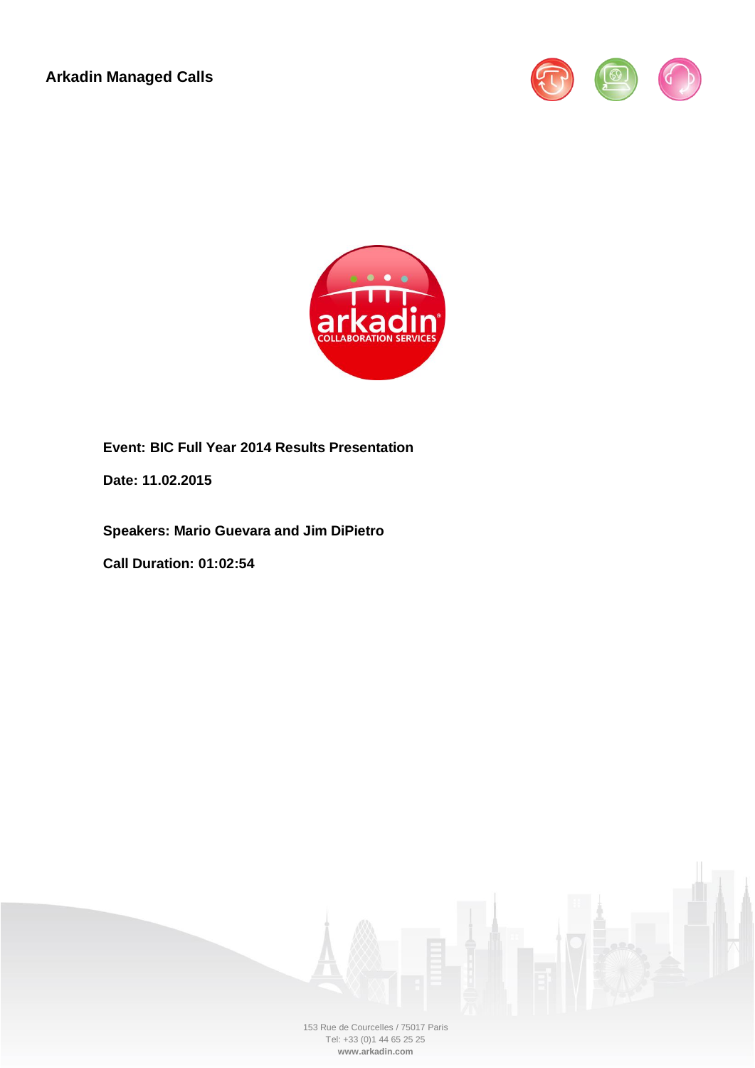**Arkadin Managed Calls**

**Event: BIC Full Year 2014 Results Presentation**

**Date: 11.02.2015**

**Speakers: Mario Guevara and Jim DiPietro**

**Call Duration: 01:02:54**

153 Rue de Courcelles / 75017 Paris
Tel: +33 (0)1 44 65 25 25
**www.arkadin.com**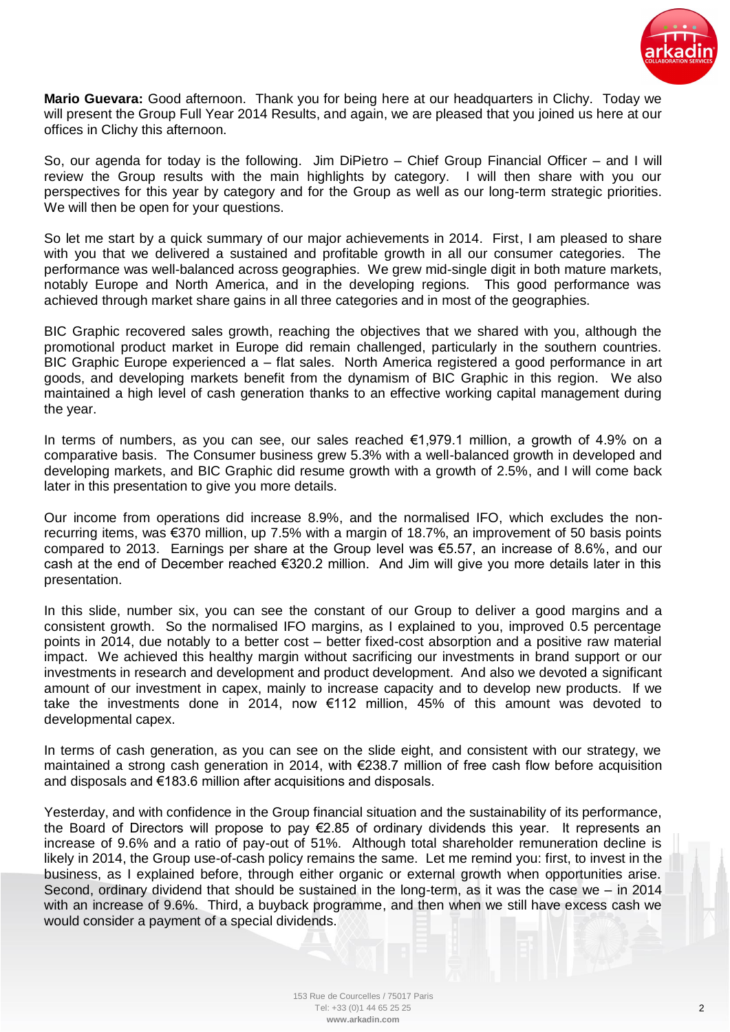**Mario Guevara:** Good afternoon. Thank you for being here at our headquarters in Clichy. Today we will present the Group Full Year 2014 Results, and again, we are pleased that you joined us here at our offices in Clichy this afternoon.

So, our agenda for today is the following. Jim DiPietro – Chief Group Financial Officer – and I will review the Group results with the main highlights by category. I will then share with you our perspectives for this year by category and for the Group as well as our long-term strategic priorities. We will then be open for your questions.

So let me start by a quick summary of our major achievements in 2014. First, I am pleased to share with you that we delivered a sustained and profitable growth in all our consumer categories. The performance was well-balanced across geographies. We grew mid-single digit in both mature markets, notably Europe and North America, and in the developing regions. This good performance was achieved through market share gains in all three categories and in most of the geographies.

BIC Graphic recovered sales growth, reaching the objectives that we shared with you, although the promotional product market in Europe did remain challenged, particularly in the southern countries. BIC Graphic Europe experienced a – flat sales. North America registered a good performance in art goods, and developing markets benefit from the dynamism of BIC Graphic in this region. We also maintained a high level of cash generation thanks to an effective working capital management during the year.

In terms of numbers, as you can see, our sales reached €1,979.1 million, a growth of 4.9% on a comparative basis. The Consumer business grew 5.3% with a well-balanced growth in developed and developing markets, and BIC Graphic did resume growth with a growth of 2.5%, and I will come back later in this presentation to give you more details.

Our income from operations did increase 8.9%, and the normalised IFO, which excludes the non-recurring items, was €370 million, up 7.5% with a margin of 18.7%, an improvement of 50 basis points compared to 2013. Earnings per share at the Group level was €5.57, an increase of 8.6%, and our cash at the end of December reached €320.2 million. And Jim will give you more details later in this presentation.

In this slide, number six, you can see the constant of our Group to deliver a good margins and a consistent growth. So the normalised IFO margins, as I explained to you, improved 0.5 percentage points in 2014, due notably to a better cost – better fixed-cost absorption and a positive raw material impact. We achieved this healthy margin without sacrificing our investments in brand support or our investments in research and development and product development. And also we devoted a significant amount of our investment in capex, mainly to increase capacity and to develop new products. If we take the investments done in 2014, now €112 million, 45% of this amount was devoted to developmental capex.

In terms of cash generation, as you can see on the slide eight, and consistent with our strategy, we maintained a strong cash generation in 2014, with €238.7 million of free cash flow before acquisition and disposals and €183.6 million after acquisitions and disposals.

Yesterday, and with confidence in the Group financial situation and the sustainability of its performance, the Board of Directors will propose to pay €2.85 of ordinary dividends this year. It represents an increase of 9.6% and a ratio of pay-out of 51%. Although total shareholder remuneration decline is likely in 2014, the Group use-of-cash policy remains the same. Let me remind you: first, to invest in the business, as I explained before, through either organic or external growth when opportunities arise. Second, ordinary dividend that should be sustained in the long-term, as it was the case we – in 2014 with an increase of 9.6%. Third, a buyback programme, and then when we still have excess cash we would consider a payment of a special dividends.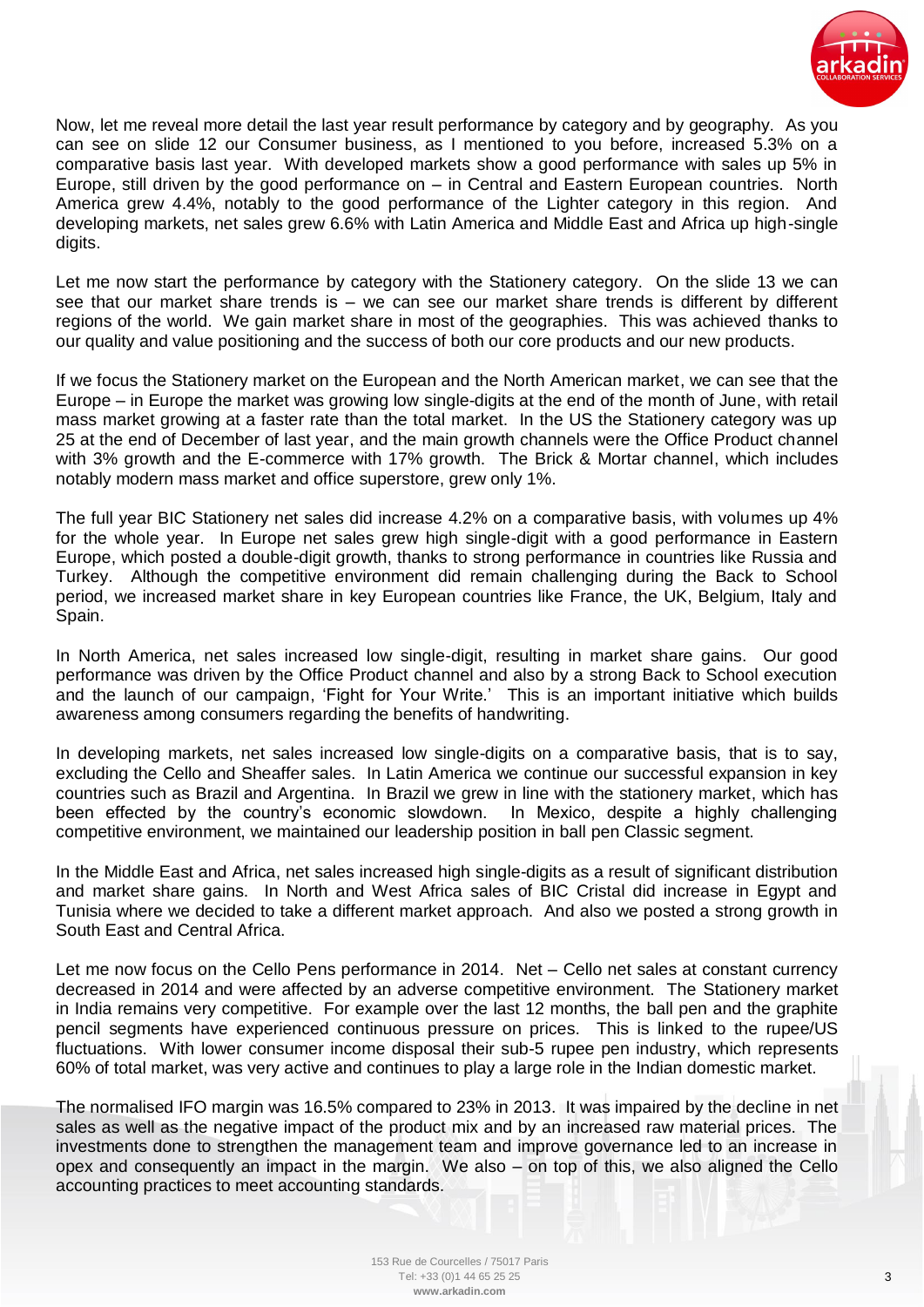Now, let me reveal more detail the last year result performance by category and by geography. As you can see on slide 12 our Consumer business, as I mentioned to you before, increased 5.3% on a comparative basis last year. With developed markets show a good performance with sales up 5% in Europe, still driven by the good performance on – in Central and Eastern European countries. North America grew 4.4%, notably to the good performance of the Lighter category in this region. And developing markets, net sales grew 6.6% with Latin America and Middle East and Africa up high-single digits.

Let me now start the performance by category with the Stationery category. On the slide 13 we can see that our market share trends is – we can see our market share trends is different by different regions of the world. We gain market share in most of the geographies. This was achieved thanks to our quality and value positioning and the success of both our core products and our new products.

If we focus the Stationery market on the European and the North American market, we can see that the Europe – in Europe the market was growing low single-digits at the end of the month of June, with retail mass market growing at a faster rate than the total market. In the US the Stationery category was up 25 at the end of December of last year, and the main growth channels were the Office Product channel with 3% growth and the E-commerce with 17% growth. The Brick & Mortar channel, which includes notably modern mass market and office superstore, grew only 1%.

The full year BIC Stationery net sales did increase 4.2% on a comparative basis, with volumes up 4% for the whole year. In Europe net sales grew high single-digit with a good performance in Eastern Europe, which posted a double-digit growth, thanks to strong performance in countries like Russia and Turkey. Although the competitive environment did remain challenging during the Back to School period, we increased market share in key European countries like France, the UK, Belgium, Italy and Spain.

In North America, net sales increased low single-digit, resulting in market share gains. Our good performance was driven by the Office Product channel and also by a strong Back to School execution and the launch of our campaign, 'Fight for Your Write.' This is an important initiative which builds awareness among consumers regarding the benefits of handwriting.

In developing markets, net sales increased low single-digits on a comparative basis, that is to say, excluding the Cello and Sheaffer sales. In Latin America we continue our successful expansion in key countries such as Brazil and Argentina. In Brazil we grew in line with the stationery market, which has been effected by the country's economic slowdown. In Mexico, despite a highly challenging competitive environment, we maintained our leadership position in ball pen Classic segment.

In the Middle East and Africa, net sales increased high single-digits as a result of significant distribution and market share gains. In North and West Africa sales of BIC Cristal did increase in Egypt and Tunisia where we decided to take a different market approach. And also we posted a strong growth in South East and Central Africa.

Let me now focus on the Cello Pens performance in 2014. Net – Cello net sales at constant currency decreased in 2014 and were affected by an adverse competitive environment. The Stationery market in India remains very competitive. For example over the last 12 months, the ball pen and the graphite pencil segments have experienced continuous pressure on prices. This is linked to the rupee/US fluctuations. With lower consumer income disposal their sub-5 rupee pen industry, which represents 60% of total market, was very active and continues to play a large role in the Indian domestic market.

The normalised IFO margin was 16.5% compared to 23% in 2013. It was impaired by the decline in net sales as well as the negative impact of the product mix and by an increased raw material prices. The investments done to strengthen the management team and improve governance led to an increase in opex and consequently an impact in the margin. We also – on top of this, we also aligned the Cello accounting practices to meet accounting standards.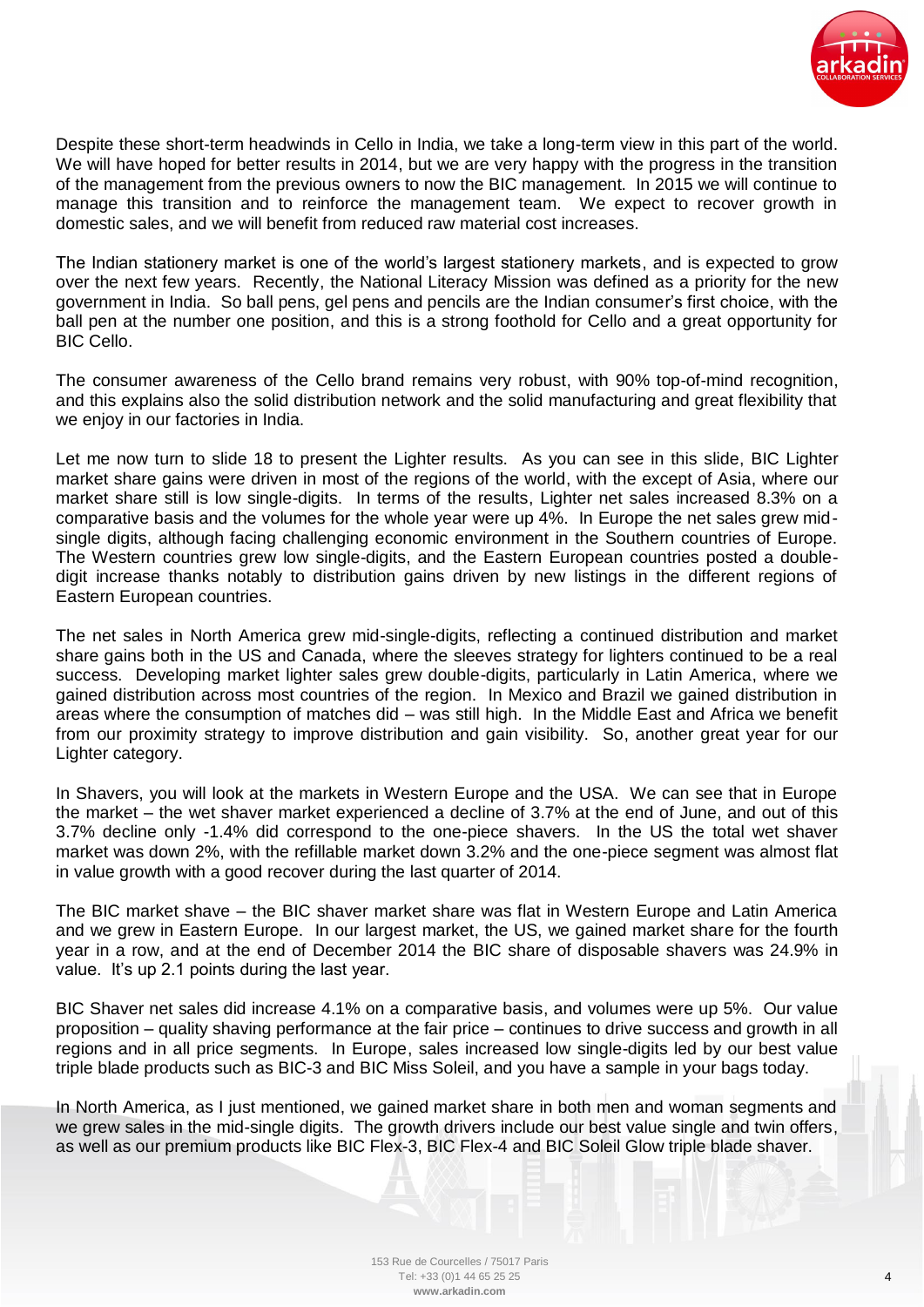Despite these short-term headwinds in Cello in India, we take a long-term view in this part of the world. We will have hoped for better results in 2014, but we are very happy with the progress in the transition of the management from the previous owners to now the BIC management. In 2015 we will continue to manage this transition and to reinforce the management team. We expect to recover growth in domestic sales, and we will benefit from reduced raw material cost increases.

The Indian stationery market is one of the world's largest stationery markets, and is expected to grow over the next few years. Recently, the National Literacy Mission was defined as a priority for the new government in India. So ball pens, gel pens and pencils are the Indian consumer's first choice, with the ball pen at the number one position, and this is a strong foothold for Cello and a great opportunity for BIC Cello.

The consumer awareness of the Cello brand remains very robust, with 90% top-of-mind recognition, and this explains also the solid distribution network and the solid manufacturing and great flexibility that we enjoy in our factories in India.

Let me now turn to slide 18 to present the Lighter results. As you can see in this slide, BIC Lighter market share gains were driven in most of the regions of the world, with the except of Asia, where our market share still is low single-digits. In terms of the results, Lighter net sales increased 8.3% on a comparative basis and the volumes for the whole year were up 4%. In Europe the net sales grew mid-single digits, although facing challenging economic environment in the Southern countries of Europe. The Western countries grew low single-digits, and the Eastern European countries posted a double-digit increase thanks notably to distribution gains driven by new listings in the different regions of Eastern European countries.

The net sales in North America grew mid-single-digits, reflecting a continued distribution and market share gains both in the US and Canada, where the sleeves strategy for lighters continued to be a real success. Developing market lighter sales grew double-digits, particularly in Latin America, where we gained distribution across most countries of the region. In Mexico and Brazil we gained distribution in areas where the consumption of matches did – was still high. In the Middle East and Africa we benefit from our proximity strategy to improve distribution and gain visibility. So, another great year for our Lighter category.

In Shavers, you will look at the markets in Western Europe and the USA. We can see that in Europe the market – the wet shaver market experienced a decline of 3.7% at the end of June, and out of this 3.7% decline only -1.4% did correspond to the one-piece shavers. In the US the total wet shaver market was down 2%, with the refillable market down 3.2% and the one-piece segment was almost flat in value growth with a good recover during the last quarter of 2014.

The BIC market shave – the BIC shaver market share was flat in Western Europe and Latin America and we grew in Eastern Europe. In our largest market, the US, we gained market share for the fourth year in a row, and at the end of December 2014 the BIC share of disposable shavers was 24.9% in value. It's up 2.1 points during the last year.

BIC Shaver net sales did increase 4.1% on a comparative basis, and volumes were up 5%. Our value proposition – quality shaving performance at the fair price – continues to drive success and growth in all regions and in all price segments. In Europe, sales increased low single-digits led by our best value triple blade products such as BIC-3 and BIC Miss Soleil, and you have a sample in your bags today.

In North America, as I just mentioned, we gained market share in both men and woman segments and we grew sales in the mid-single digits. The growth drivers include our best value single and twin offers, as well as our premium products like BIC Flex-3, BIC Flex-4 and BIC Soleil Glow triple blade shaver.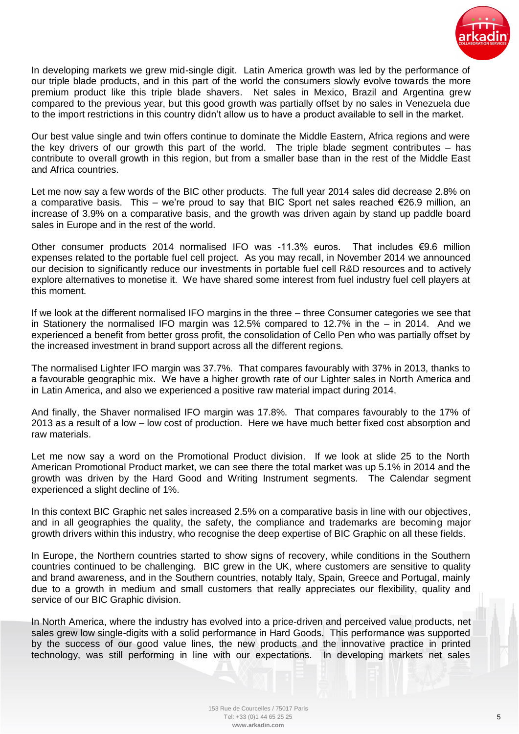In developing markets we grew mid-single digit. Latin America growth was led by the performance of our triple blade products, and in this part of the world the consumers slowly evolve towards the more premium product like this triple blade shavers. Net sales in Mexico, Brazil and Argentina grew compared to the previous year, but this good growth was partially offset by no sales in Venezuela due to the import restrictions in this country didn't allow us to have a product available to sell in the market.

Our best value single and twin offers continue to dominate the Middle Eastern, Africa regions and were the key drivers of our growth this part of the world. The triple blade segment contributes – has contribute to overall growth in this region, but from a smaller base than in the rest of the Middle East and Africa countries.

Let me now say a few words of the BIC other products. The full year 2014 sales did decrease 2.8% on a comparative basis. This – we're proud to say that BIC Sport net sales reached €26.9 million, an increase of 3.9% on a comparative basis, and the growth was driven again by stand up paddle board sales in Europe and in the rest of the world.

Other consumer products 2014 normalised IFO was -11.3% euros. That includes €9.6 million expenses related to the portable fuel cell project. As you may recall, in November 2014 we announced our decision to significantly reduce our investments in portable fuel cell R&D resources and to actively explore alternatives to monetise it. We have shared some interest from fuel industry fuel cell players at this moment.

If we look at the different normalised IFO margins in the three – three Consumer categories we see that in Stationery the normalised IFO margin was 12.5% compared to 12.7% in the – in 2014. And we experienced a benefit from better gross profit, the consolidation of Cello Pen who was partially offset by the increased investment in brand support across all the different regions.

The normalised Lighter IFO margin was 37.7%. That compares favourably with 37% in 2013, thanks to a favourable geographic mix. We have a higher growth rate of our Lighter sales in North America and in Latin America, and also we experienced a positive raw material impact during 2014.

And finally, the Shaver normalised IFO margin was 17.8%. That compares favourably to the 17% of 2013 as a result of a low – low cost of production. Here we have much better fixed cost absorption and raw materials.

Let me now say a word on the Promotional Product division. If we look at slide 25 to the North American Promotional Product market, we can see there the total market was up 5.1% in 2014 and the growth was driven by the Hard Good and Writing Instrument segments. The Calendar segment experienced a slight decline of 1%.

In this context BIC Graphic net sales increased 2.5% on a comparative basis in line with our objectives, and in all geographies the quality, the safety, the compliance and trademarks are becoming major growth drivers within this industry, who recognise the deep expertise of BIC Graphic on all these fields.

In Europe, the Northern countries started to show signs of recovery, while conditions in the Southern countries continued to be challenging. BIC grew in the UK, where customers are sensitive to quality and brand awareness, and in the Southern countries, notably Italy, Spain, Greece and Portugal, mainly due to a growth in medium and small customers that really appreciates our flexibility, quality and service of our BIC Graphic division.

In North America, where the industry has evolved into a price-driven and perceived value products, net sales grew low single-digits with a solid performance in Hard Goods. This performance was supported by the success of our good value lines, the new products and the innovative practice in printed technology, was still performing in line with our expectations. In developing markets net sales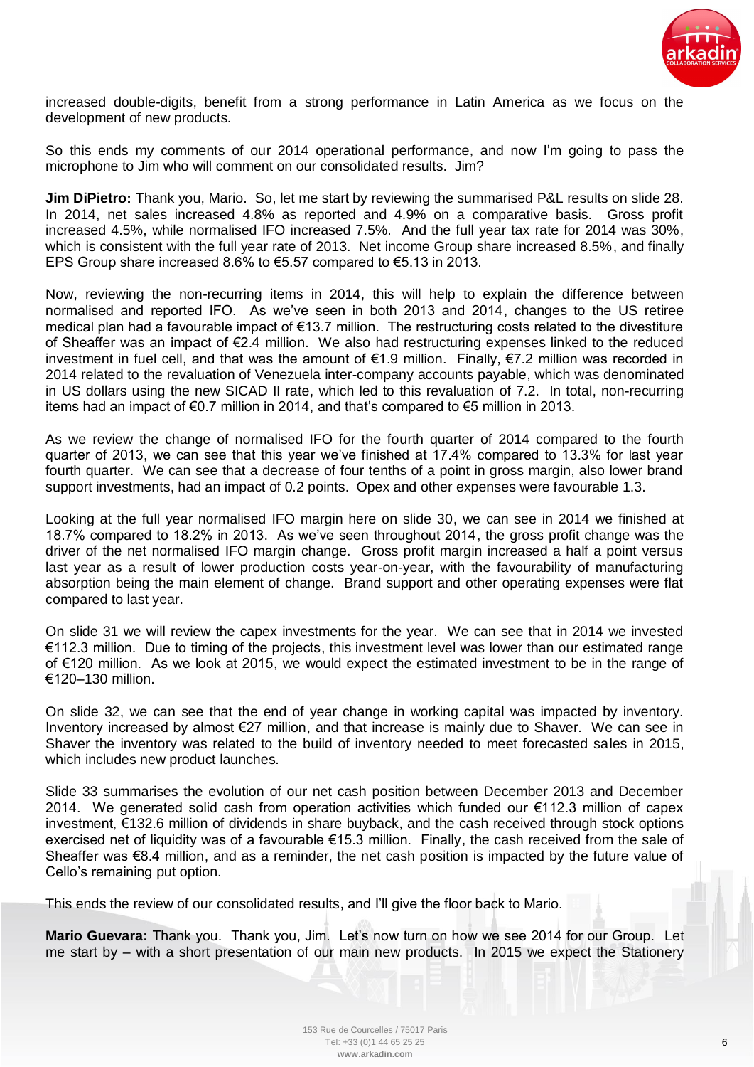increased double-digits, benefit from a strong performance in Latin America as we focus on the development of new products.

So this ends my comments of our 2014 operational performance, and now I'm going to pass the microphone to Jim who will comment on our consolidated results. Jim?

**Jim DiPietro:** Thank you, Mario. So, let me start by reviewing the summarised P&L results on slide 28. In 2014, net sales increased 4.8% as reported and 4.9% on a comparative basis. Gross profit increased 4.5%, while normalised IFO increased 7.5%. And the full year tax rate for 2014 was 30%, which is consistent with the full year rate of 2013. Net income Group share increased 8.5%, and finally EPS Group share increased 8.6% to €5.57 compared to €5.13 in 2013.

Now, reviewing the non-recurring items in 2014, this will help to explain the difference between normalised and reported IFO. As we've seen in both 2013 and 2014, changes to the US retiree medical plan had a favourable impact of €13.7 million. The restructuring costs related to the divestiture of Sheaffer was an impact of €2.4 million. We also had restructuring expenses linked to the reduced investment in fuel cell, and that was the amount of €1.9 million. Finally, €7.2 million was recorded in 2014 related to the revaluation of Venezuela inter-company accounts payable, which was denominated in US dollars using the new SICAD II rate, which led to this revaluation of 7.2. In total, non-recurring items had an impact of €0.7 million in 2014, and that's compared to €5 million in 2013.

As we review the change of normalised IFO for the fourth quarter of 2014 compared to the fourth quarter of 2013, we can see that this year we've finished at 17.4% compared to 13.3% for last year fourth quarter. We can see that a decrease of four tenths of a point in gross margin, also lower brand support investments, had an impact of 0.2 points. Opex and other expenses were favourable 1.3.

Looking at the full year normalised IFO margin here on slide 30, we can see in 2014 we finished at 18.7% compared to 18.2% in 2013. As we've seen throughout 2014, the gross profit change was the driver of the net normalised IFO margin change. Gross profit margin increased a half a point versus last year as a result of lower production costs year-on-year, with the favourability of manufacturing absorption being the main element of change. Brand support and other operating expenses were flat compared to last year.

On slide 31 we will review the capex investments for the year. We can see that in 2014 we invested €112.3 million. Due to timing of the projects, this investment level was lower than our estimated range of €120 million. As we look at 2015, we would expect the estimated investment to be in the range of €120–130 million.

On slide 32, we can see that the end of year change in working capital was impacted by inventory. Inventory increased by almost €27 million, and that increase is mainly due to Shaver. We can see in Shaver the inventory was related to the build of inventory needed to meet forecasted sales in 2015, which includes new product launches.

Slide 33 summarises the evolution of our net cash position between December 2013 and December 2014. We generated solid cash from operation activities which funded our €112.3 million of capex investment, €132.6 million of dividends in share buyback, and the cash received through stock options exercised net of liquidity was of a favourable €15.3 million. Finally, the cash received from the sale of Sheaffer was €8.4 million, and as a reminder, the net cash position is impacted by the future value of Cello's remaining put option.

This ends the review of our consolidated results, and I'll give the floor back to Mario.

**Mario Guevara:** Thank you. Thank you, Jim. Let's now turn on how we see 2014 for our Group. Let me start by – with a short presentation of our main new products. In 2015 we expect the Stationery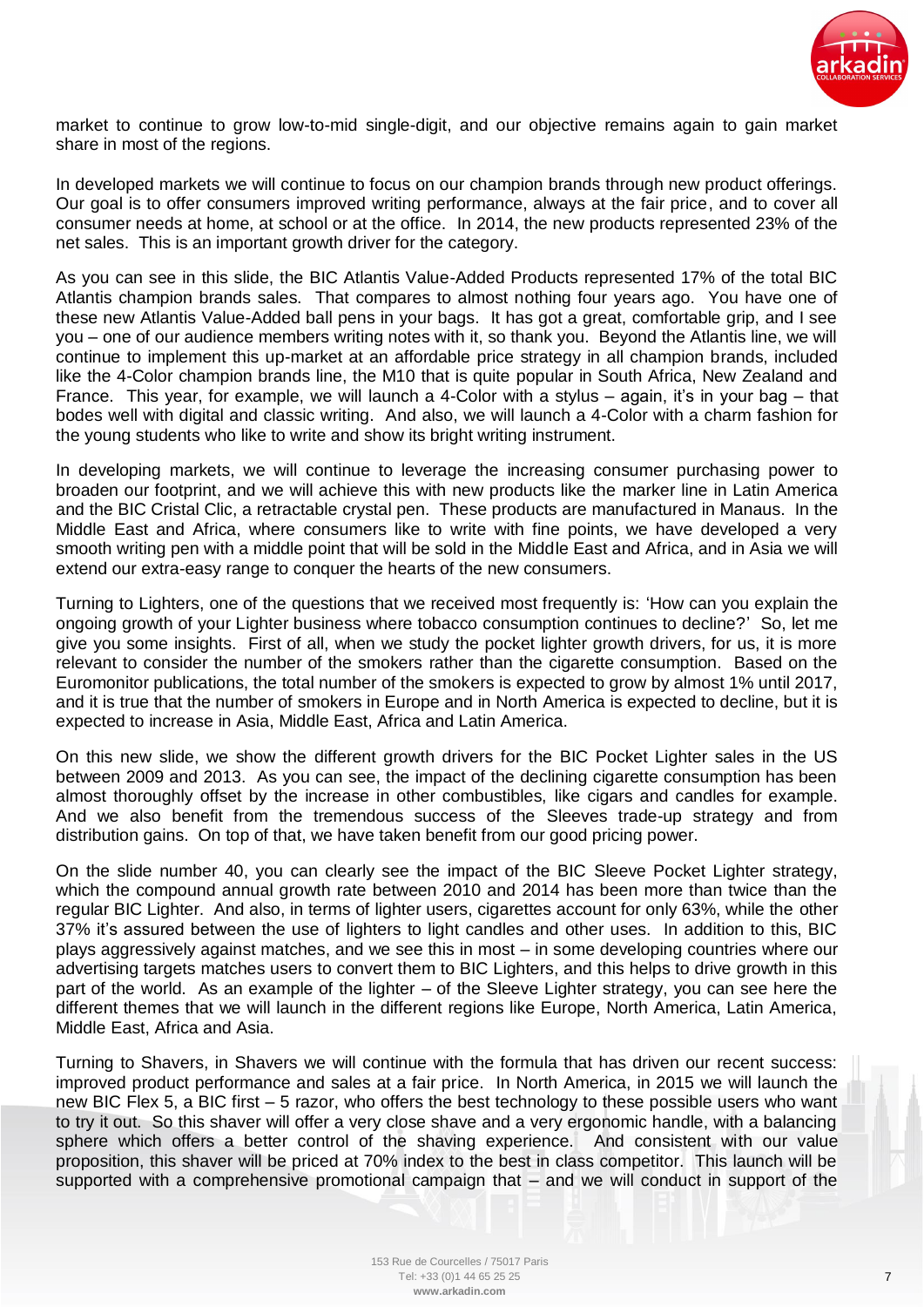market to continue to grow low-to-mid single-digit, and our objective remains again to gain market share in most of the regions.

In developed markets we will continue to focus on our champion brands through new product offerings. Our goal is to offer consumers improved writing performance, always at the fair price, and to cover all consumer needs at home, at school or at the office. In 2014, the new products represented 23% of the net sales. This is an important growth driver for the category.

As you can see in this slide, the BIC Atlantis Value-Added Products represented 17% of the total BIC Atlantis champion brands sales. That compares to almost nothing four years ago. You have one of these new Atlantis Value-Added ball pens in your bags. It has got a great, comfortable grip, and I see you – one of our audience members writing notes with it, so thank you. Beyond the Atlantis line, we will continue to implement this up-market at an affordable price strategy in all champion brands, included like the 4-Color champion brands line, the M10 that is quite popular in South Africa, New Zealand and France. This year, for example, we will launch a 4-Color with a stylus – again, it's in your bag – that bodes well with digital and classic writing. And also, we will launch a 4-Color with a charm fashion for the young students who like to write and show its bright writing instrument.

In developing markets, we will continue to leverage the increasing consumer purchasing power to broaden our footprint, and we will achieve this with new products like the marker line in Latin America and the BIC Cristal Clic, a retractable crystal pen. These products are manufactured in Manaus. In the Middle East and Africa, where consumers like to write with fine points, we have developed a very smooth writing pen with a middle point that will be sold in the Middle East and Africa, and in Asia we will extend our extra-easy range to conquer the hearts of the new consumers.

Turning to Lighters, one of the questions that we received most frequently is: 'How can you explain the ongoing growth of your Lighter business where tobacco consumption continues to decline?' So, let me give you some insights. First of all, when we study the pocket lighter growth drivers, for us, it is more relevant to consider the number of the smokers rather than the cigarette consumption. Based on the Euromonitor publications, the total number of the smokers is expected to grow by almost 1% until 2017, and it is true that the number of smokers in Europe and in North America is expected to decline, but it is expected to increase in Asia, Middle East, Africa and Latin America.

On this new slide, we show the different growth drivers for the BIC Pocket Lighter sales in the US between 2009 and 2013. As you can see, the impact of the declining cigarette consumption has been almost thoroughly offset by the increase in other combustibles, like cigars and candles for example. And we also benefit from the tremendous success of the Sleeves trade-up strategy and from distribution gains. On top of that, we have taken benefit from our good pricing power.

On the slide number 40, you can clearly see the impact of the BIC Sleeve Pocket Lighter strategy, which the compound annual growth rate between 2010 and 2014 has been more than twice than the regular BIC Lighter. And also, in terms of lighter users, cigarettes account for only 63%, while the other 37% it's assured between the use of lighters to light candles and other uses. In addition to this, BIC plays aggressively against matches, and we see this in most – in some developing countries where our advertising targets matches users to convert them to BIC Lighters, and this helps to drive growth in this part of the world. As an example of the lighter – of the Sleeve Lighter strategy, you can see here the different themes that we will launch in the different regions like Europe, North America, Latin America, Middle East, Africa and Asia.

Turning to Shavers, in Shavers we will continue with the formula that has driven our recent success: improved product performance and sales at a fair price. In North America, in 2015 we will launch the new BIC Flex 5, a BIC first – 5 razor, who offers the best technology to these possible users who want to try it out. So this shaver will offer a very close shave and a very ergonomic handle, with a balancing sphere which offers a better control of the shaving experience. And consistent with our value proposition, this shaver will be priced at 70% index to the best in class competitor. This launch will be supported with a comprehensive promotional campaign that – and we will conduct in support of the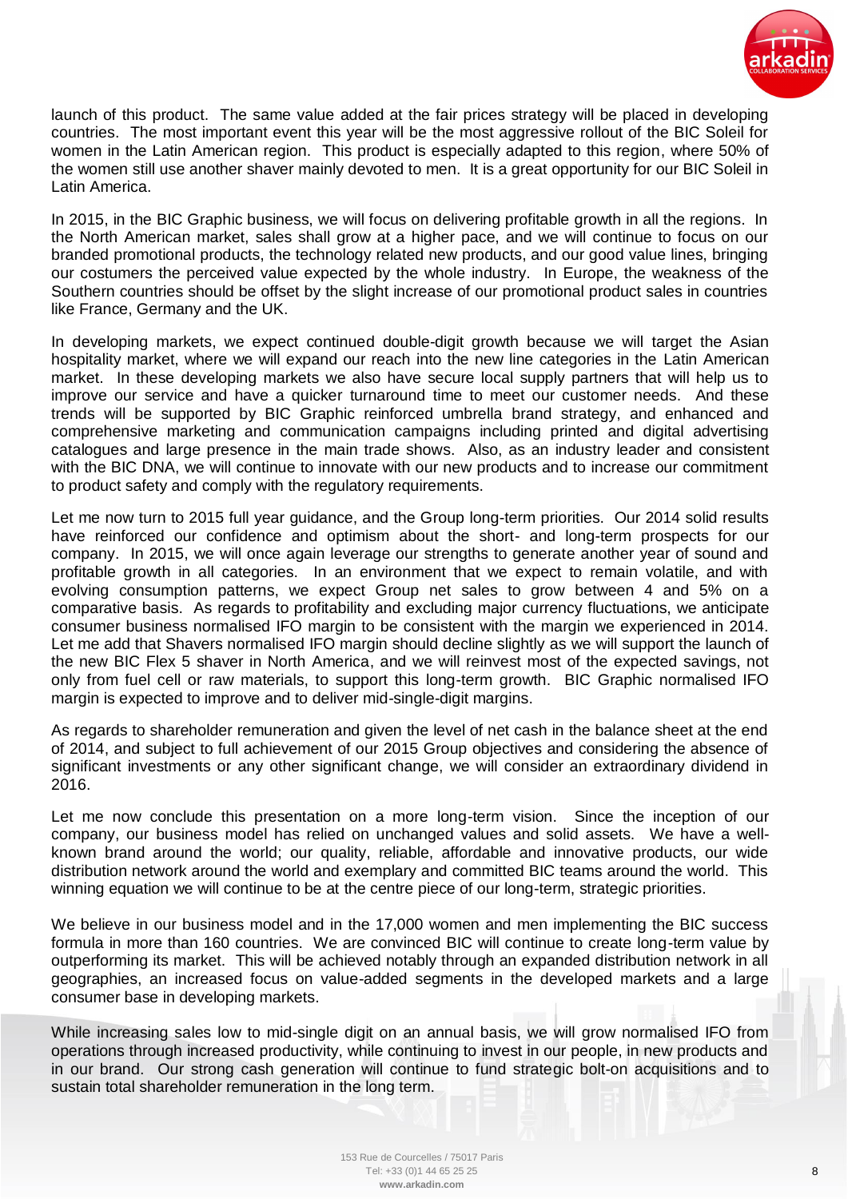launch of this product. The same value added at the fair prices strategy will be placed in developing countries. The most important event this year will be the most aggressive rollout of the BIC Soleil for women in the Latin American region. This product is especially adapted to this region, where 50% of the women still use another shaver mainly devoted to men. It is a great opportunity for our BIC Soleil in Latin America.

In 2015, in the BIC Graphic business, we will focus on delivering profitable growth in all the regions. In the North American market, sales shall grow at a higher pace, and we will continue to focus on our branded promotional products, the technology related new products, and our good value lines, bringing our costumers the perceived value expected by the whole industry. In Europe, the weakness of the Southern countries should be offset by the slight increase of our promotional product sales in countries like France, Germany and the UK.

In developing markets, we expect continued double-digit growth because we will target the Asian hospitality market, where we will expand our reach into the new line categories in the Latin American market. In these developing markets we also have secure local supply partners that will help us to improve our service and have a quicker turnaround time to meet our customer needs. And these trends will be supported by BIC Graphic reinforced umbrella brand strategy, and enhanced and comprehensive marketing and communication campaigns including printed and digital advertising catalogues and large presence in the main trade shows. Also, as an industry leader and consistent with the BIC DNA, we will continue to innovate with our new products and to increase our commitment to product safety and comply with the regulatory requirements.

Let me now turn to 2015 full year guidance, and the Group long-term priorities. Our 2014 solid results have reinforced our confidence and optimism about the short- and long-term prospects for our company. In 2015, we will once again leverage our strengths to generate another year of sound and profitable growth in all categories. In an environment that we expect to remain volatile, and with evolving consumption patterns, we expect Group net sales to grow between 4 and 5% on a comparative basis. As regards to profitability and excluding major currency fluctuations, we anticipate consumer business normalised IFO margin to be consistent with the margin we experienced in 2014. Let me add that Shavers normalised IFO margin should decline slightly as we will support the launch of the new BIC Flex 5 shaver in North America, and we will reinvest most of the expected savings, not only from fuel cell or raw materials, to support this long-term growth. BIC Graphic normalised IFO margin is expected to improve and to deliver mid-single-digit margins.

As regards to shareholder remuneration and given the level of net cash in the balance sheet at the end of 2014, and subject to full achievement of our 2015 Group objectives and considering the absence of significant investments or any other significant change, we will consider an extraordinary dividend in 2016.

Let me now conclude this presentation on a more long-term vision. Since the inception of our company, our business model has relied on unchanged values and solid assets. We have a well-known brand around the world; our quality, reliable, affordable and innovative products, our wide distribution network around the world and exemplary and committed BIC teams around the world. This winning equation we will continue to be at the centre piece of our long-term, strategic priorities.

We believe in our business model and in the 17,000 women and men implementing the BIC success formula in more than 160 countries. We are convinced BIC will continue to create long-term value by outperforming its market. This will be achieved notably through an expanded distribution network in all geographies, an increased focus on value-added segments in the developed markets and a large consumer base in developing markets.

While increasing sales low to mid-single digit on an annual basis, we will grow normalised IFO from operations through increased productivity, while continuing to invest in our people, in new products and in our brand. Our strong cash generation will continue to fund strategic bolt-on acquisitions and to sustain total shareholder remuneration in the long term.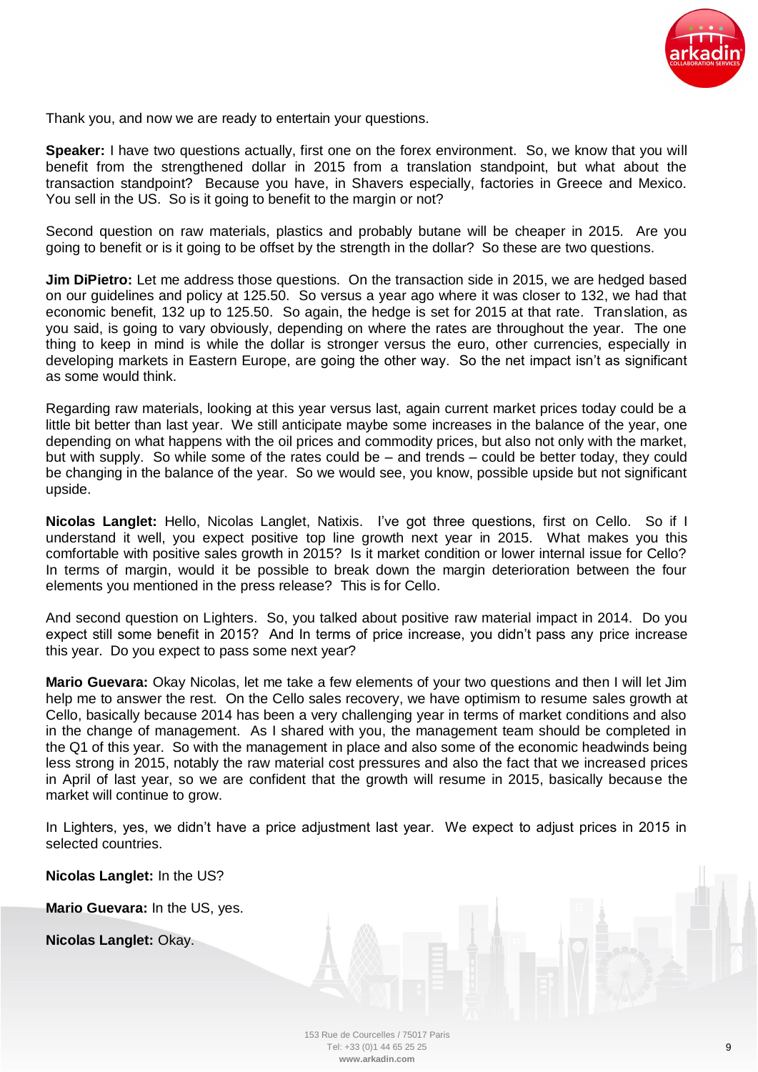Thank you, and now we are ready to entertain your questions.

**Speaker:** I have two questions actually, first one on the forex environment. So, we know that you will benefit from the strengthened dollar in 2015 from a translation standpoint, but what about the transaction standpoint? Because you have, in Shavers especially, factories in Greece and Mexico. You sell in the US. So is it going to benefit to the margin or not?

Second question on raw materials, plastics and probably butane will be cheaper in 2015. Are you going to benefit or is it going to be offset by the strength in the dollar? So these are two questions.

**Jim DiPietro:** Let me address those questions. On the transaction side in 2015, we are hedged based on our guidelines and policy at 125.50. So versus a year ago where it was closer to 132, we had that economic benefit, 132 up to 125.50. So again, the hedge is set for 2015 at that rate. Translation, as you said, is going to vary obviously, depending on where the rates are throughout the year. The one thing to keep in mind is while the dollar is stronger versus the euro, other currencies, especially in developing markets in Eastern Europe, are going the other way. So the net impact isn't as significant as some would think.

Regarding raw materials, looking at this year versus last, again current market prices today could be a little bit better than last year. We still anticipate maybe some increases in the balance of the year, one depending on what happens with the oil prices and commodity prices, but also not only with the market, but with supply. So while some of the rates could be – and trends – could be better today, they could be changing in the balance of the year. So we would see, you know, possible upside but not significant upside.

**Nicolas Langlet:** Hello, Nicolas Langlet, Natixis. I've got three questions, first on Cello. So if I understand it well, you expect positive top line growth next year in 2015. What makes you this comfortable with positive sales growth in 2015? Is it market condition or lower internal issue for Cello? In terms of margin, would it be possible to break down the margin deterioration between the four elements you mentioned in the press release? This is for Cello.

And second question on Lighters. So, you talked about positive raw material impact in 2014. Do you expect still some benefit in 2015? And In terms of price increase, you didn't pass any price increase this year. Do you expect to pass some next year?

**Mario Guevara:** Okay Nicolas, let me take a few elements of your two questions and then I will let Jim help me to answer the rest. On the Cello sales recovery, we have optimism to resume sales growth at Cello, basically because 2014 has been a very challenging year in terms of market conditions and also in the change of management. As I shared with you, the management team should be completed in the Q1 of this year. So with the management in place and also some of the economic headwinds being less strong in 2015, notably the raw material cost pressures and also the fact that we increased prices in April of last year, so we are confident that the growth will resume in 2015, basically because the market will continue to grow.

In Lighters, yes, we didn't have a price adjustment last year. We expect to adjust prices in 2015 in selected countries.

**Nicolas Langlet:** In the US?

**Mario Guevara:** In the US, yes.

**Nicolas Langlet:** Okay.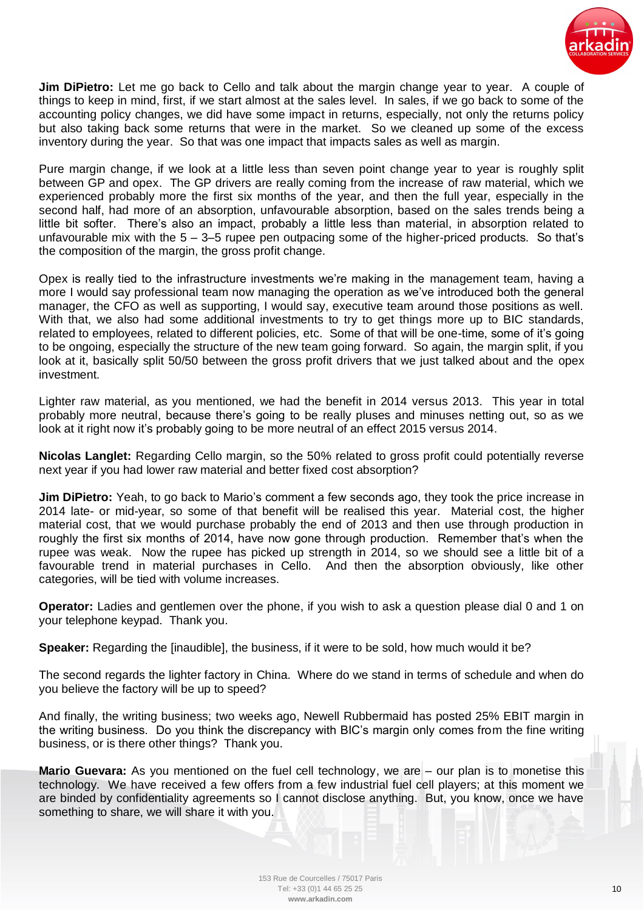**Jim DiPietro:** Let me go back to Cello and talk about the margin change year to year. A couple of things to keep in mind, first, if we start almost at the sales level. In sales, if we go back to some of the accounting policy changes, we did have some impact in returns, especially, not only the returns policy but also taking back some returns that were in the market. So we cleaned up some of the excess inventory during the year. So that was one impact that impacts sales as well as margin.

Pure margin change, if we look at a little less than seven point change year to year is roughly split between GP and opex. The GP drivers are really coming from the increase of raw material, which we experienced probably more the first six months of the year, and then the full year, especially in the second half, had more of an absorption, unfavourable absorption, based on the sales trends being a little bit softer. There's also an impact, probably a little less than material, in absorption related to unfavourable mix with the 5 – 3–5 rupee pen outpacing some of the higher-priced products. So that's the composition of the margin, the gross profit change.

Opex is really tied to the infrastructure investments we're making in the management team, having a more I would say professional team now managing the operation as we've introduced both the general manager, the CFO as well as supporting, I would say, executive team around those positions as well. With that, we also had some additional investments to try to get things more up to BIC standards, related to employees, related to different policies, etc. Some of that will be one-time, some of it's going to be ongoing, especially the structure of the new team going forward. So again, the margin split, if you look at it, basically split 50/50 between the gross profit drivers that we just talked about and the opex investment.

Lighter raw material, as you mentioned, we had the benefit in 2014 versus 2013. This year in total probably more neutral, because there's going to be really pluses and minuses netting out, so as we look at it right now it's probably going to be more neutral of an effect 2015 versus 2014.

**Nicolas Langlet:** Regarding Cello margin, so the 50% related to gross profit could potentially reverse next year if you had lower raw material and better fixed cost absorption?

**Jim DiPietro:** Yeah, to go back to Mario's comment a few seconds ago, they took the price increase in 2014 late- or mid-year, so some of that benefit will be realised this year. Material cost, the higher material cost, that we would purchase probably the end of 2013 and then use through production in roughly the first six months of 2014, have now gone through production. Remember that's when the rupee was weak. Now the rupee has picked up strength in 2014, so we should see a little bit of a favourable trend in material purchases in Cello. And then the absorption obviously, like other categories, will be tied with volume increases.

**Operator:** Ladies and gentlemen over the phone, if you wish to ask a question please dial 0 and 1 on your telephone keypad. Thank you.

**Speaker:** Regarding the [inaudible], the business, if it were to be sold, how much would it be?

The second regards the lighter factory in China. Where do we stand in terms of schedule and when do you believe the factory will be up to speed?

And finally, the writing business; two weeks ago, Newell Rubbermaid has posted 25% EBIT margin in the writing business. Do you think the discrepancy with BIC's margin only comes from the fine writing business, or is there other things? Thank you.

**Mario Guevara:** As you mentioned on the fuel cell technology, we are – our plan is to monetise this technology. We have received a few offers from a few industrial fuel cell players; at this moment we are binded by confidentiality agreements so I cannot disclose anything. But, you know, once we have something to share, we will share it with you.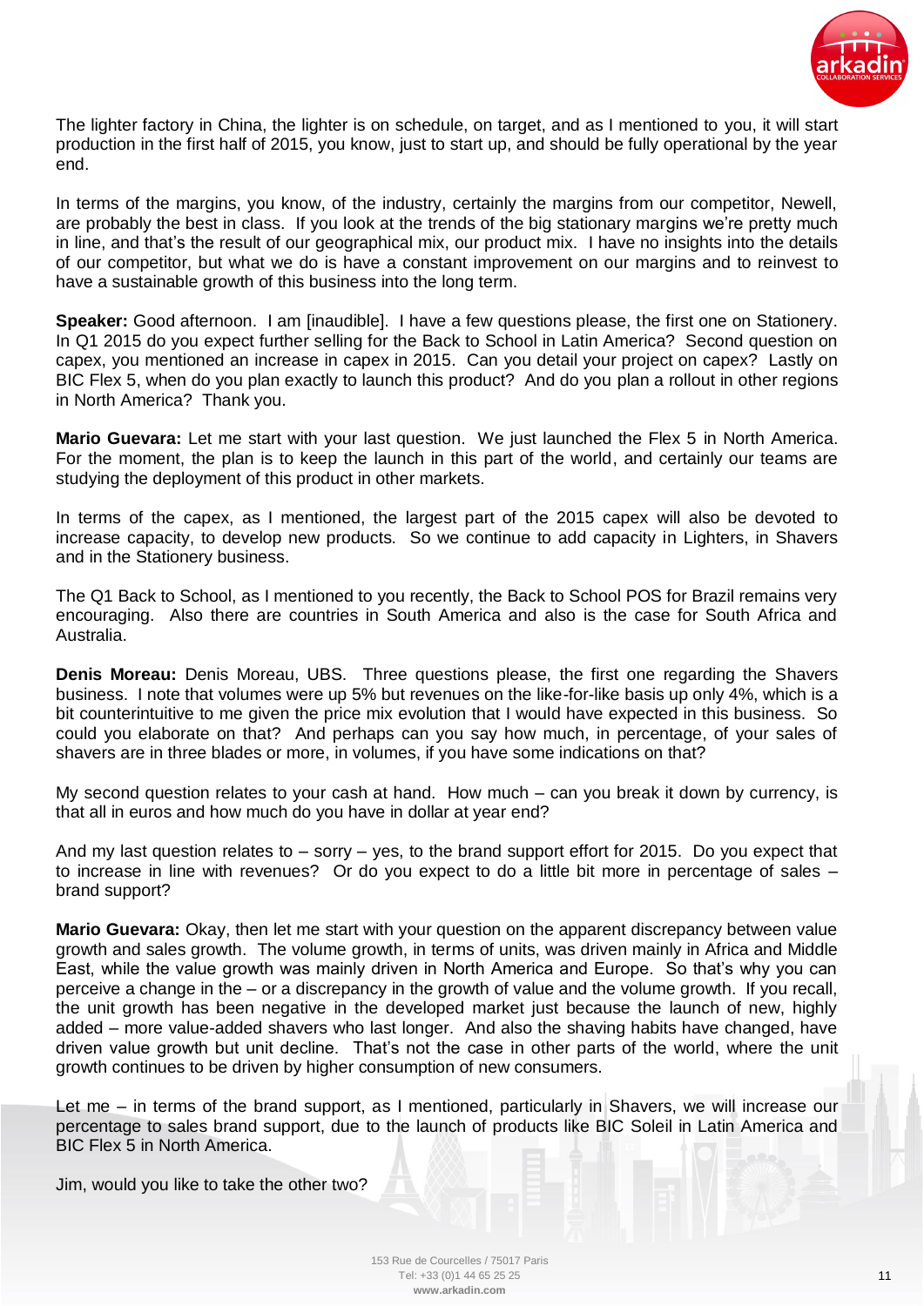The lighter factory in China, the lighter is on schedule, on target, and as I mentioned to you, it will start production in the first half of 2015, you know, just to start up, and should be fully operational by the year end.

In terms of the margins, you know, of the industry, certainly the margins from our competitor, Newell, are probably the best in class. If you look at the trends of the big stationary margins we're pretty much in line, and that's the result of our geographical mix, our product mix. I have no insights into the details of our competitor, but what we do is have a constant improvement on our margins and to reinvest to have a sustainable growth of this business into the long term.

**Speaker:** Good afternoon. I am [inaudible]. I have a few questions please, the first one on Stationery. In Q1 2015 do you expect further selling for the Back to School in Latin America? Second question on capex, you mentioned an increase in capex in 2015. Can you detail your project on capex? Lastly on BIC Flex 5, when do you plan exactly to launch this product? And do you plan a rollout in other regions in North America? Thank you.

**Mario Guevara:** Let me start with your last question. We just launched the Flex 5 in North America. For the moment, the plan is to keep the launch in this part of the world, and certainly our teams are studying the deployment of this product in other markets.

In terms of the capex, as I mentioned, the largest part of the 2015 capex will also be devoted to increase capacity, to develop new products. So we continue to add capacity in Lighters, in Shavers and in the Stationery business.

The Q1 Back to School, as I mentioned to you recently, the Back to School POS for Brazil remains very encouraging. Also there are countries in South America and also is the case for South Africa and Australia.

**Denis Moreau:** Denis Moreau, UBS. Three questions please, the first one regarding the Shavers business. I note that volumes were up 5% but revenues on the like-for-like basis up only 4%, which is a bit counterintuitive to me given the price mix evolution that I would have expected in this business. So could you elaborate on that? And perhaps can you say how much, in percentage, of your sales of shavers are in three blades or more, in volumes, if you have some indications on that?

My second question relates to your cash at hand. How much – can you break it down by currency, is that all in euros and how much do you have in dollar at year end?

And my last question relates to – sorry – yes, to the brand support effort for 2015. Do you expect that to increase in line with revenues? Or do you expect to do a little bit more in percentage of sales – brand support?

**Mario Guevara:** Okay, then let me start with your question on the apparent discrepancy between value growth and sales growth. The volume growth, in terms of units, was driven mainly in Africa and Middle East, while the value growth was mainly driven in North America and Europe. So that's why you can perceive a change in the – or a discrepancy in the growth of value and the volume growth. If you recall, the unit growth has been negative in the developed market just because the launch of new, highly added – more value-added shavers who last longer. And also the shaving habits have changed, have driven value growth but unit decline. That's not the case in other parts of the world, where the unit growth continues to be driven by higher consumption of new consumers.

Let me – in terms of the brand support, as I mentioned, particularly in Shavers, we will increase our percentage to sales brand support, due to the launch of products like BIC Soleil in Latin America and BIC Flex 5 in North America.

Jim, would you like to take the other two?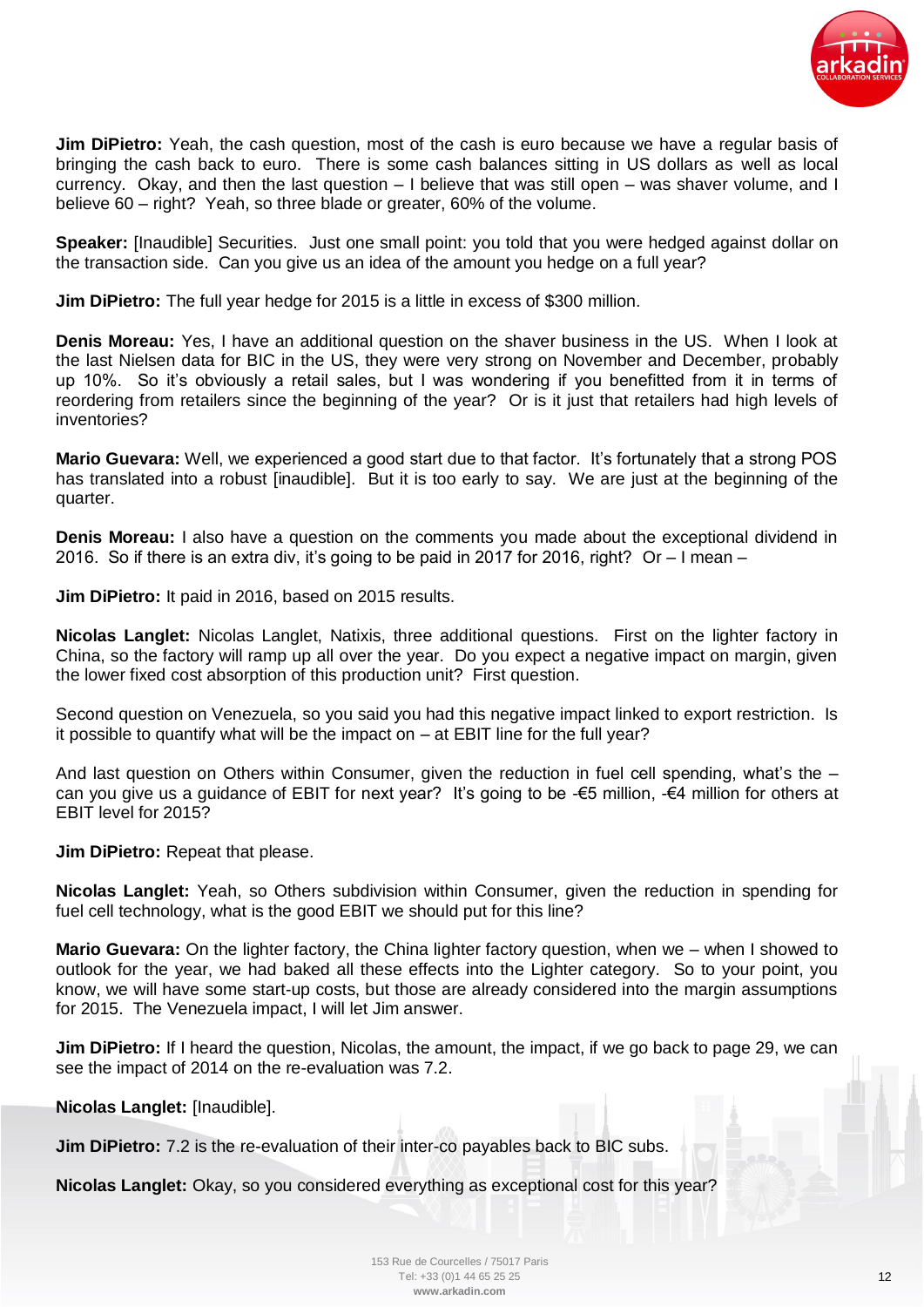**Jim DiPietro:** Yeah, the cash question, most of the cash is euro because we have a regular basis of bringing the cash back to euro. There is some cash balances sitting in US dollars as well as local currency. Okay, and then the last question – I believe that was still open – was shaver volume, and I believe 60 – right? Yeah, so three blade or greater, 60% of the volume.

**Speaker:** [Inaudible] Securities. Just one small point: you told that you were hedged against dollar on the transaction side. Can you give us an idea of the amount you hedge on a full year?

**Jim DiPietro:** The full year hedge for 2015 is a little in excess of $300 million.

**Denis Moreau:** Yes, I have an additional question on the shaver business in the US. When I look at the last Nielsen data for BIC in the US, they were very strong on November and December, probably up 10%. So it's obviously a retail sales, but I was wondering if you benefitted from it in terms of reordering from retailers since the beginning of the year? Or is it just that retailers had high levels of inventories?

**Mario Guevara:** Well, we experienced a good start due to that factor. It's fortunately that a strong POS has translated into a robust [inaudible]. But it is too early to say. We are just at the beginning of the quarter.

**Denis Moreau:** I also have a question on the comments you made about the exceptional dividend in 2016. So if there is an extra div, it's going to be paid in 2017 for 2016, right? Or – I mean –

**Jim DiPietro:** It paid in 2016, based on 2015 results.

**Nicolas Langlet:** Nicolas Langlet, Natixis, three additional questions. First on the lighter factory in China, so the factory will ramp up all over the year. Do you expect a negative impact on margin, given the lower fixed cost absorption of this production unit? First question.

Second question on Venezuela, so you said you had this negative impact linked to export restriction. Is it possible to quantify what will be the impact on – at EBIT line for the full year?

And last question on Others within Consumer, given the reduction in fuel cell spending, what's the – can you give us a guidance of EBIT for next year? It's going to be -€5 million, -€4 million for others at EBIT level for 2015?

**Jim DiPietro:** Repeat that please.

**Nicolas Langlet:** Yeah, so Others subdivision within Consumer, given the reduction in spending for fuel cell technology, what is the good EBIT we should put for this line?

**Mario Guevara:** On the lighter factory, the China lighter factory question, when we – when I showed to outlook for the year, we had baked all these effects into the Lighter category. So to your point, you know, we will have some start-up costs, but those are already considered into the margin assumptions for 2015. The Venezuela impact, I will let Jim answer.

**Jim DiPietro:** If I heard the question, Nicolas, the amount, the impact, if we go back to page 29, we can see the impact of 2014 on the re-evaluation was 7.2.

**Nicolas Langlet:** [Inaudible].

**Jim DiPietro:** 7.2 is the re-evaluation of their inter-co payables back to BIC subs.

**Nicolas Langlet:** Okay, so you considered everything as exceptional cost for this year?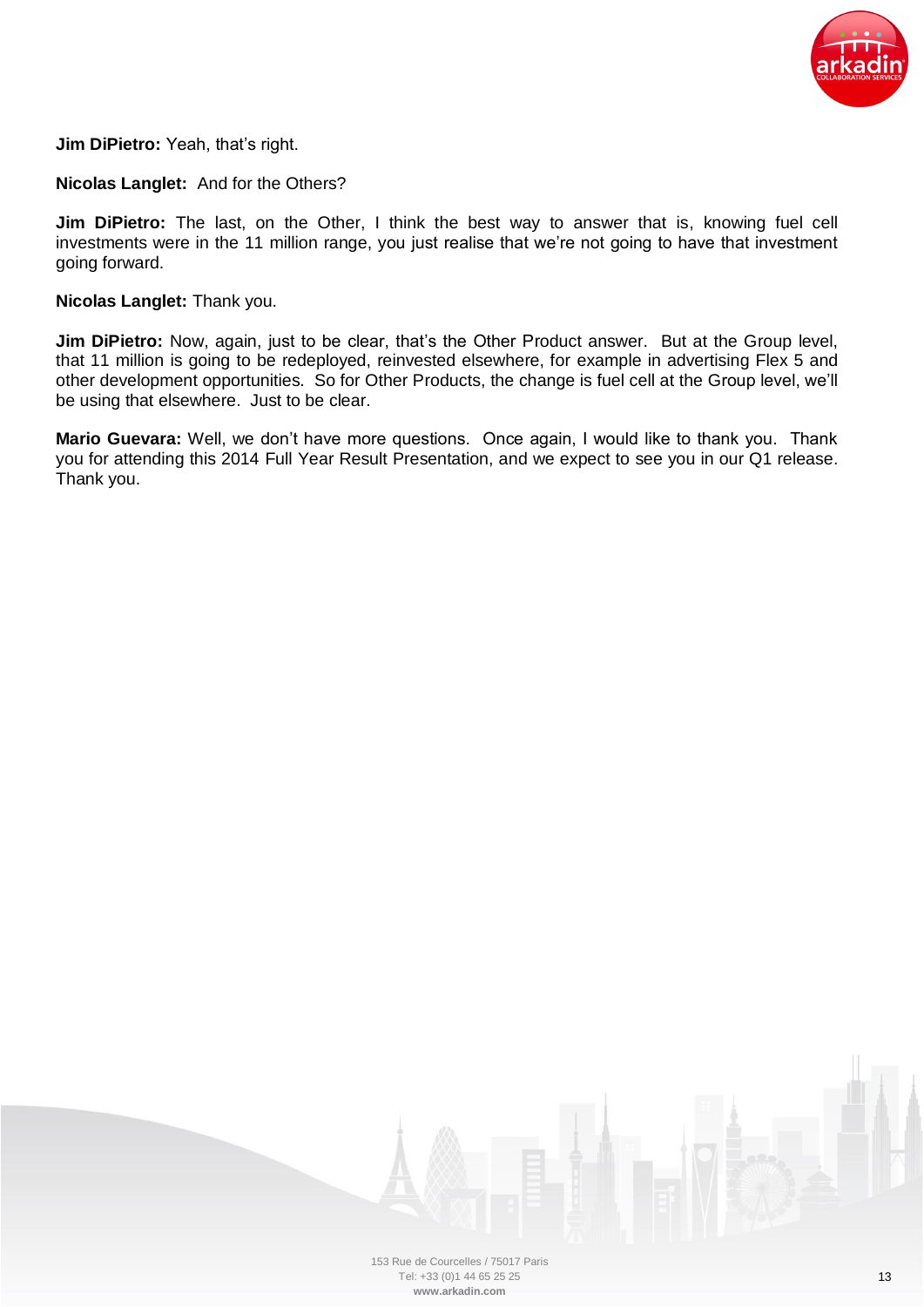**Jim DiPietro:** Yeah, that's right.

**Nicolas Langlet:** And for the Others?

**Jim DiPietro:** The last, on the Other, I think the best way to answer that is, knowing fuel cell investments were in the 11 million range, you just realise that we're not going to have that investment going forward.

**Nicolas Langlet:** Thank you.

**Jim DiPietro:** Now, again, just to be clear, that's the Other Product answer. But at the Group level, that 11 million is going to be redeployed, reinvested elsewhere, for example in advertising Flex 5 and other development opportunities. So for Other Products, the change is fuel cell at the Group level, we'll be using that elsewhere. Just to be clear.

**Mario Guevara:** Well, we don't have more questions. Once again, I would like to thank you. Thank you for attending this 2014 Full Year Result Presentation, and we expect to see you in our Q1 release. Thank you.